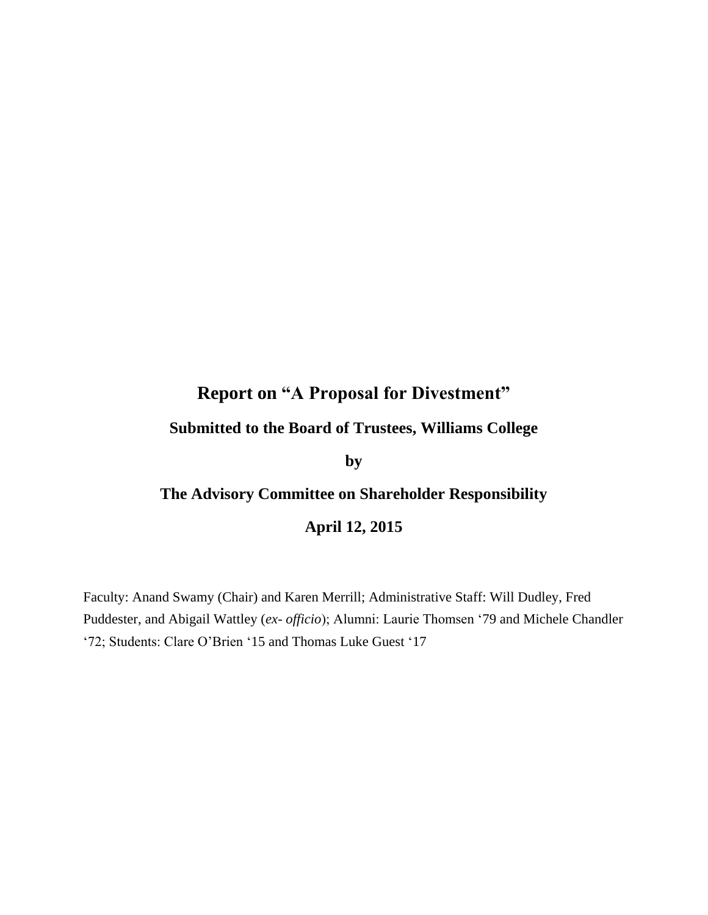# Report on "A Proposal for Divestment"

## Submitted to the Board of Trustees, Williams College

**by**

## The Advisory Committee on Shareholder Responsibility

**April 12, 2015**

Faculty: Anand Swamy (Chair) and Karen Merrill; Administrative Staff: Will Dudley, Fred Puddester, and Abigail Wattley (*ex- officio*); Alumni: Laurie Thomsen '79 and Michele Chandler '72; Students: Clare O'Brien '15 and Thomas Luke Guest '17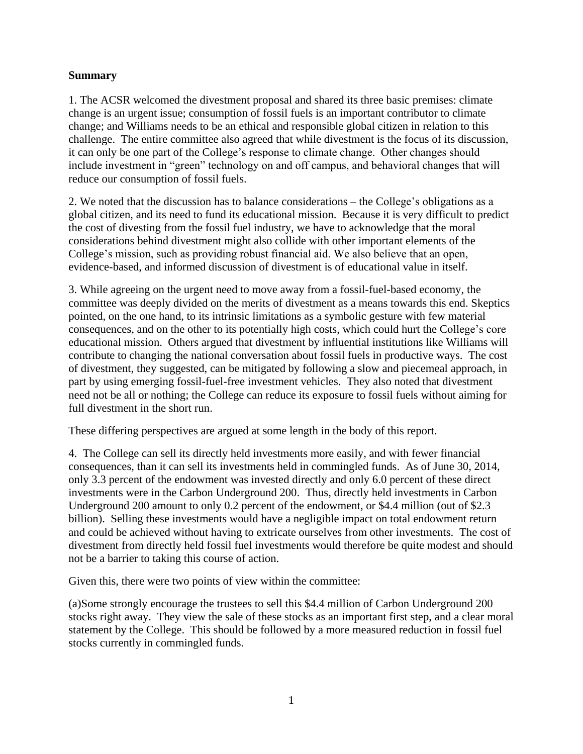**Summary**

1. The ACSR welcomed the divestment proposal and shared its three basic premises: climate change is an urgent issue; consumption of fossil fuels is an important contributor to climate change; and Williams needs to be an ethical and responsible global citizen in relation to this challenge. The entire committee also agreed that while divestment is the focus of its discussion, it can only be one part of the College's response to climate change. Other changes should include investment in "green" technology on and off campus, and behavioral changes that will reduce our consumption of fossil fuels.

2. We noted that the discussion has to balance considerations – the College's obligations as a global citizen, and its need to fund its educational mission. Because it is very difficult to predict the cost of divesting from the fossil fuel industry, we have to acknowledge that the moral considerations behind divestment might also collide with other important elements of the College's mission, such as providing robust financial aid. We also believe that an open, evidence-based, and informed discussion of divestment is of educational value in itself.

3. While agreeing on the urgent need to move away from a fossil-fuel-based economy, the committee was deeply divided on the merits of divestment as a means towards this end. Skeptics pointed, on the one hand, to its intrinsic limitations as a symbolic gesture with few material consequences, and on the other to its potentially high costs, which could hurt the College's core educational mission. Others argued that divestment by influential institutions like Williams will contribute to changing the national conversation about fossil fuels in productive ways. The cost of divestment, they suggested, can be mitigated by following a slow and piecemeal approach, in part by using emerging fossil-fuel-free investment vehicles. They also noted that divestment need not be all or nothing; the College can reduce its exposure to fossil fuels without aiming for full divestment in the short run.

These differing perspectives are argued at some length in the body of this report.

4. The College can sell its directly held investments more easily, and with fewer financial consequences, than it can sell its investments held in commingled funds. As of June 30, 2014, only 3.3 percent of the endowment was invested directly and only 6.0 percent of these direct investments were in the Carbon Underground 200. Thus, directly held investments in Carbon Underground 200 amount to only 0.2 percent of the endowment, or $4.4 million (out of $2.3 billion). Selling these investments would have a negligible impact on total endowment return and could be achieved without having to extricate ourselves from other investments. The cost of divestment from directly held fossil fuel investments would therefore be quite modest and should not be a barrier to taking this course of action.

Given this, there were two points of view within the committee:

(a)Some strongly encourage the trustees to sell this $4.4 million of Carbon Underground 200 stocks right away. They view the sale of these stocks as an important first step, and a clear moral statement by the College. This should be followed by a more measured reduction in fossil fuel stocks currently in commingled funds.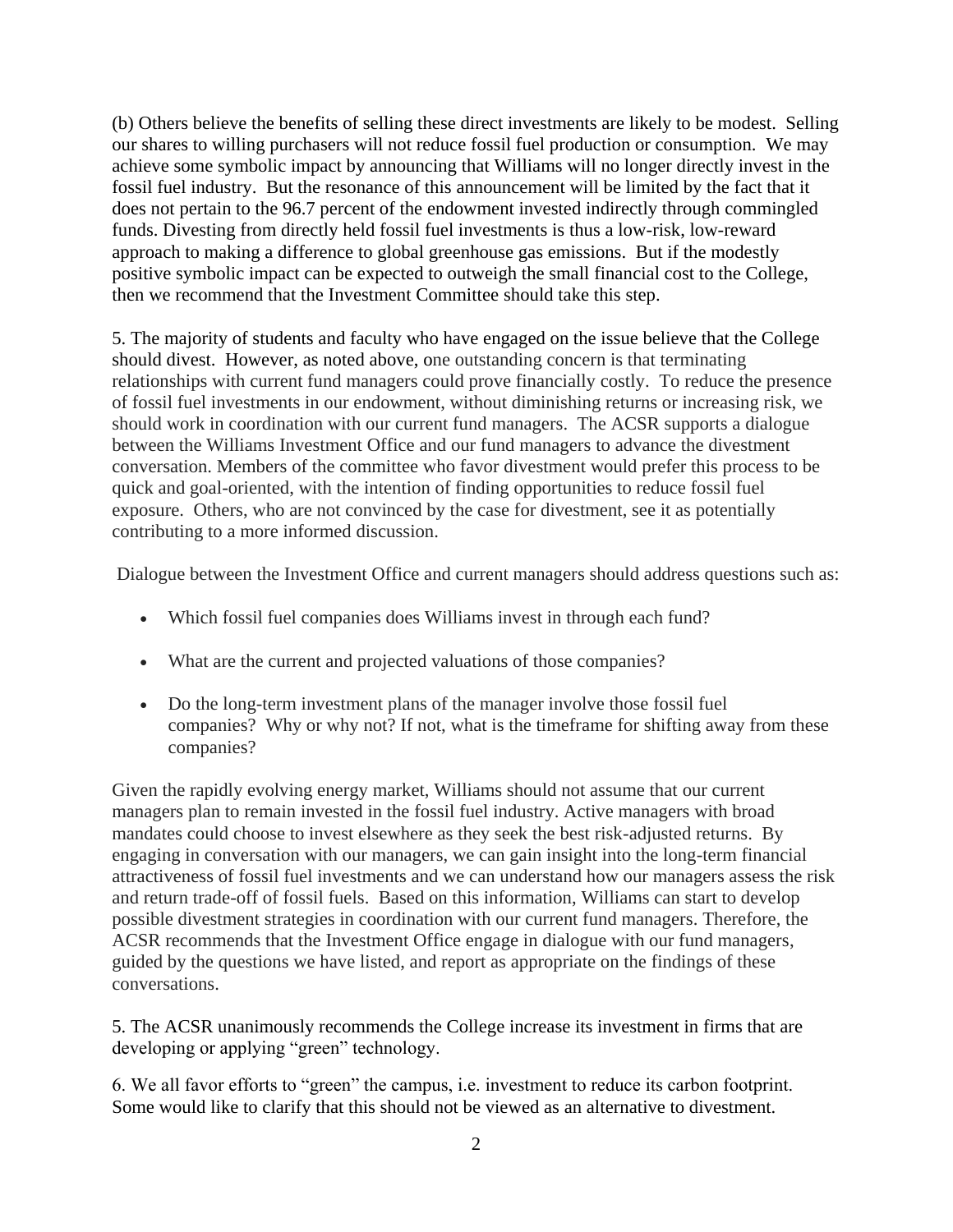(b) Others believe the benefits of selling these direct investments are likely to be modest. Selling our shares to willing purchasers will not reduce fossil fuel production or consumption. We may achieve some symbolic impact by announcing that Williams will no longer directly invest in the fossil fuel industry. But the resonance of this announcement will be limited by the fact that it does not pertain to the 96.7 percent of the endowment invested indirectly through commingled funds. Divesting from directly held fossil fuel investments is thus a low-risk, low-reward approach to making a difference to global greenhouse gas emissions. But if the modestly positive symbolic impact can be expected to outweigh the small financial cost to the College, then we recommend that the Investment Committee should take this step.

5. The majority of students and faculty who have engaged on the issue believe that the College should divest. However, as noted above, one outstanding concern is that terminating relationships with current fund managers could prove financially costly. To reduce the presence of fossil fuel investments in our endowment, without diminishing returns or increasing risk, we should work in coordination with our current fund managers. The ACSR supports a dialogue between the Williams Investment Office and our fund managers to advance the divestment conversation. Members of the committee who favor divestment would prefer this process to be quick and goal-oriented, with the intention of finding opportunities to reduce fossil fuel exposure. Others, who are not convinced by the case for divestment, see it as potentially contributing to a more informed discussion.

Dialogue between the Investment Office and current managers should address questions such as:

- Which fossil fuel companies does Williams invest in through each fund?
- What are the current and projected valuations of those companies?
- Do the long-term investment plans of the manager involve those fossil fuel companies? Why or why not? If not, what is the timeframe for shifting away from these companies?

Given the rapidly evolving energy market, Williams should not assume that our current managers plan to remain invested in the fossil fuel industry. Active managers with broad mandates could choose to invest elsewhere as they seek the best risk-adjusted returns. By engaging in conversation with our managers, we can gain insight into the long-term financial attractiveness of fossil fuel investments and we can understand how our managers assess the risk and return trade-off of fossil fuels. Based on this information, Williams can start to develop possible divestment strategies in coordination with our current fund managers. Therefore, the ACSR recommends that the Investment Office engage in dialogue with our fund managers, guided by the questions we have listed, and report as appropriate on the findings of these conversations.

5. The ACSR unanimously recommends the College increase its investment in firms that are developing or applying "green" technology.

6. We all favor efforts to "green" the campus, i.e. investment to reduce its carbon footprint. Some would like to clarify that this should not be viewed as an alternative to divestment.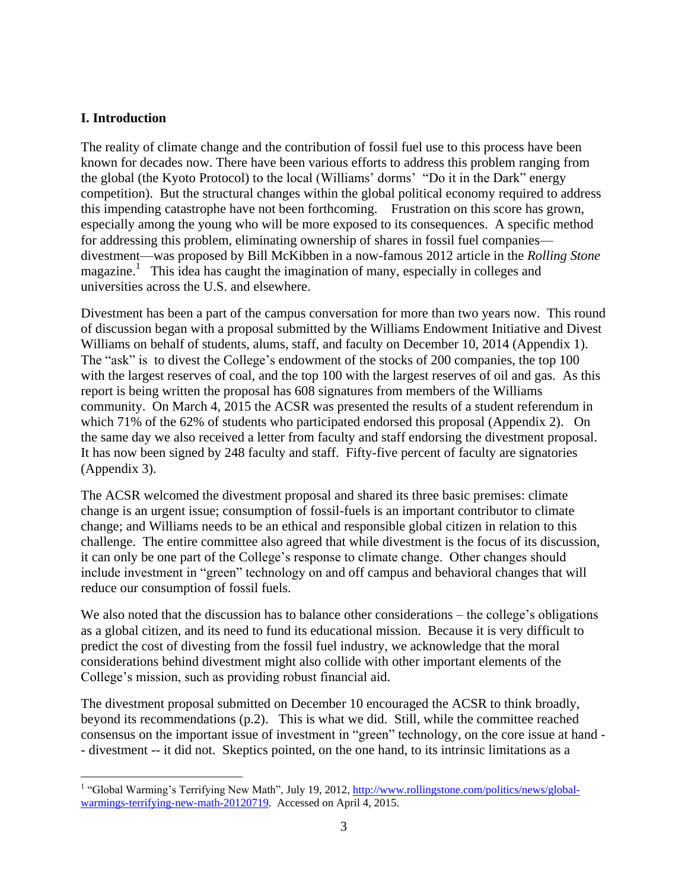## I. Introduction

The reality of climate change and the contribution of fossil fuel use to this process have been known for decades now. There have been various efforts to address this problem ranging from the global (the Kyoto Protocol) to the local (Williams' dorms' "Do it in the Dark" energy competition). But the structural changes within the global political economy required to address this impending catastrophe have not been forthcoming. Frustration on this score has grown, especially among the young who will be more exposed to its consequences. A specific method for addressing this problem, eliminating ownership of shares in fossil fuel companies—divestment—was proposed by Bill McKibben in a now-famous 2012 article in the *Rolling Stone* magazine.[1] This idea has caught the imagination of many, especially in colleges and universities across the U.S. and elsewhere.

Divestment has been a part of the campus conversation for more than two years now. This round of discussion began with a proposal submitted by the Williams Endowment Initiative and Divest Williams on behalf of students, alums, staff, and faculty on December 10, 2014 (Appendix 1). The "ask" is to divest the College's endowment of the stocks of 200 companies, the top 100 with the largest reserves of coal, and the top 100 with the largest reserves of oil and gas. As this report is being written the proposal has 608 signatures from members of the Williams community. On March 4, 2015 the ACSR was presented the results of a student referendum in which 71% of the 62% of students who participated endorsed this proposal (Appendix 2). On the same day we also received a letter from faculty and staff endorsing the divestment proposal. It has now been signed by 248 faculty and staff. Fifty-five percent of faculty are signatories (Appendix 3).

The ACSR welcomed the divestment proposal and shared its three basic premises: climate change is an urgent issue; consumption of fossil-fuels is an important contributor to climate change; and Williams needs to be an ethical and responsible global citizen in relation to this challenge. The entire committee also agreed that while divestment is the focus of its discussion, it can only be one part of the College's response to climate change. Other changes should include investment in "green" technology on and off campus and behavioral changes that will reduce our consumption of fossil fuels.

We also noted that the discussion has to balance other considerations – the college's obligations as a global citizen, and its need to fund its educational mission. Because it is very difficult to predict the cost of divesting from the fossil fuel industry, we acknowledge that the moral considerations behind divestment might also collide with other important elements of the College's mission, such as providing robust financial aid.

The divestment proposal submitted on December 10 encouraged the ACSR to think broadly, beyond its recommendations (p.2). This is what we did. Still, while the committee reached consensus on the important issue of investment in "green" technology, on the core issue at hand -- divestment -- it did not. Skeptics pointed, on the one hand, to its intrinsic limitations as a

---

[1] "Global Warming's Terrifying New Math", July 19, 2012, http://www.rollingstone.com/politics/news/global-warmings-terrifying-new-math-20120719. Accessed on April 4, 2015.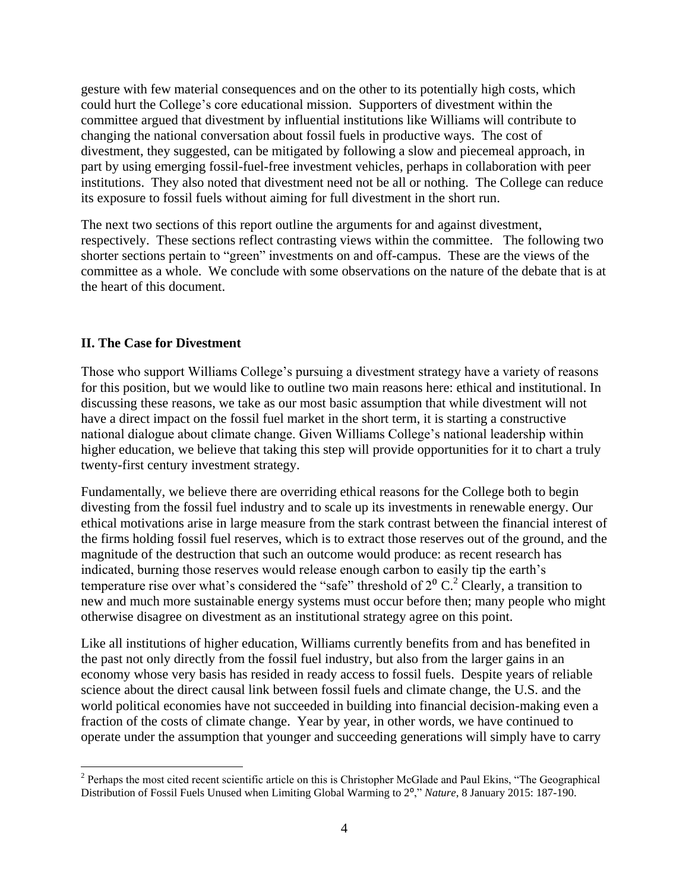gesture with few material consequences and on the other to its potentially high costs, which could hurt the College's core educational mission. Supporters of divestment within the committee argued that divestment by influential institutions like Williams will contribute to changing the national conversation about fossil fuels in productive ways. The cost of divestment, they suggested, can be mitigated by following a slow and piecemeal approach, in part by using emerging fossil-fuel-free investment vehicles, perhaps in collaboration with peer institutions. They also noted that divestment need not be all or nothing. The College can reduce its exposure to fossil fuels without aiming for full divestment in the short run.

The next two sections of this report outline the arguments for and against divestment, respectively. These sections reflect contrasting views within the committee. The following two shorter sections pertain to "green" investments on and off-campus. These are the views of the committee as a whole. We conclude with some observations on the nature of the debate that is at the heart of this document.

## II. The Case for Divestment

Those who support Williams College's pursuing a divestment strategy have a variety of reasons for this position, but we would like to outline two main reasons here: ethical and institutional. In discussing these reasons, we take as our most basic assumption that while divestment will not have a direct impact on the fossil fuel market in the short term, it is starting a constructive national dialogue about climate change. Given Williams College's national leadership within higher education, we believe that taking this step will provide opportunities for it to chart a truly twenty-first century investment strategy.

Fundamentally, we believe there are overriding ethical reasons for the College both to begin divesting from the fossil fuel industry and to scale up its investments in renewable energy. Our ethical motivations arise in large measure from the stark contrast between the financial interest of the firms holding fossil fuel reserves, which is to extract those reserves out of the ground, and the magnitude of the destruction that such an outcome would produce: as recent research has indicated, burning those reserves would release enough carbon to easily tip the earth's temperature rise over what's considered the "safe" threshold of $2^0$ C.[2] Clearly, a transition to new and much more sustainable energy systems must occur before then; many people who might otherwise disagree on divestment as an institutional strategy agree on this point.

Like all institutions of higher education, Williams currently benefits from and has benefited in the past not only directly from the fossil fuel industry, but also from the larger gains in an economy whose very basis has resided in ready access to fossil fuels. Despite years of reliable science about the direct causal link between fossil fuels and climate change, the U.S. and the world political economies have not succeeded in building into financial decision-making even a fraction of the costs of climate change. Year by year, in other words, we have continued to operate under the assumption that younger and succeeding generations will simply have to carry

---

[2] Perhaps the most cited recent scientific article on this is Christopher McGlade and Paul Ekins, "The Geographical Distribution of Fossil Fuels Unused when Limiting Global Warming to 2°," *Nature*, 8 January 2015: 187-190.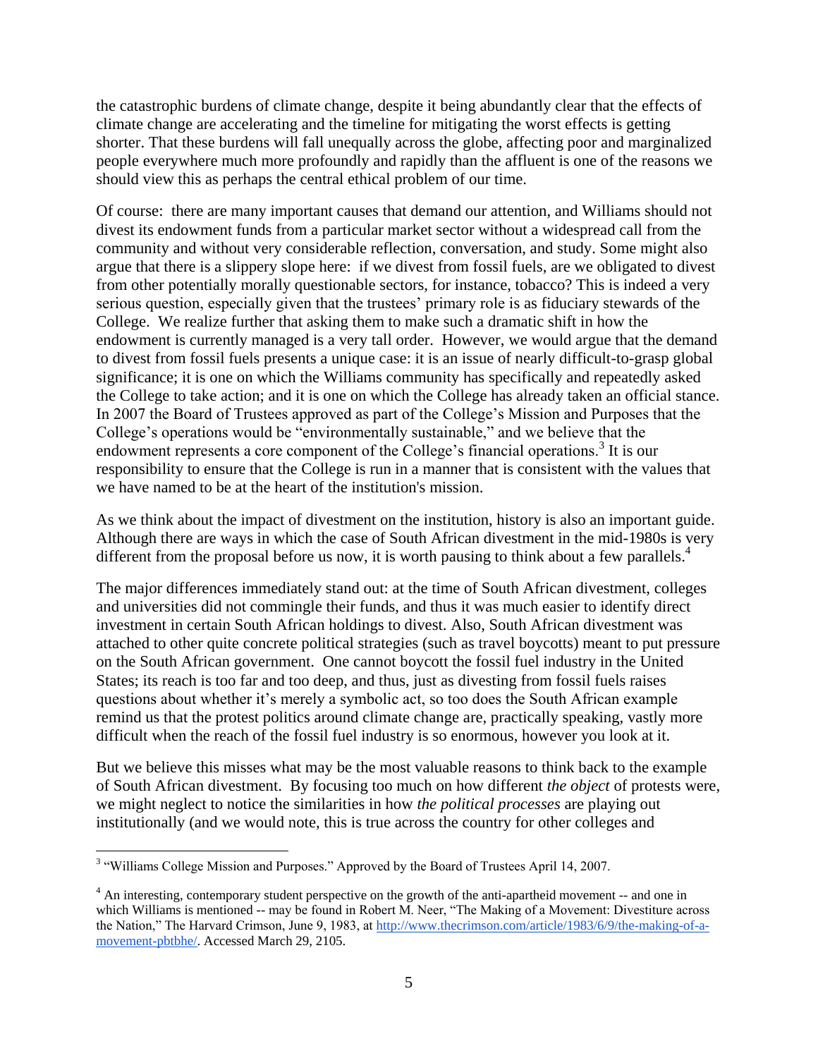the catastrophic burdens of climate change, despite it being abundantly clear that the effects of climate change are accelerating and the timeline for mitigating the worst effects is getting shorter. That these burdens will fall unequally across the globe, affecting poor and marginalized people everywhere much more profoundly and rapidly than the affluent is one of the reasons we should view this as perhaps the central ethical problem of our time.

Of course: there are many important causes that demand our attention, and Williams should not divest its endowment funds from a particular market sector without a widespread call from the community and without very considerable reflection, conversation, and study. Some might also argue that there is a slippery slope here: if we divest from fossil fuels, are we obligated to divest from other potentially morally questionable sectors, for instance, tobacco? This is indeed a very serious question, especially given that the trustees' primary role is as fiduciary stewards of the College. We realize further that asking them to make such a dramatic shift in how the endowment is currently managed is a very tall order. However, we would argue that the demand to divest from fossil fuels presents a unique case: it is an issue of nearly difficult-to-grasp global significance; it is one on which the Williams community has specifically and repeatedly asked the College to take action; and it is one on which the College has already taken an official stance. In 2007 the Board of Trustees approved as part of the College's Mission and Purposes that the College's operations would be "environmentally sustainable," and we believe that the endowment represents a core component of the College's financial operations.[3] It is our responsibility to ensure that the College is run in a manner that is consistent with the values that we have named to be at the heart of the institution's mission.

As we think about the impact of divestment on the institution, history is also an important guide. Although there are ways in which the case of South African divestment in the mid-1980s is very different from the proposal before us now, it is worth pausing to think about a few parallels.[4]

The major differences immediately stand out: at the time of South African divestment, colleges and universities did not commingle their funds, and thus it was much easier to identify direct investment in certain South African holdings to divest. Also, South African divestment was attached to other quite concrete political strategies (such as travel boycotts) meant to put pressure on the South African government. One cannot boycott the fossil fuel industry in the United States; its reach is too far and too deep, and thus, just as divesting from fossil fuels raises questions about whether it's merely a symbolic act, so too does the South African example remind us that the protest politics around climate change are, practically speaking, vastly more difficult when the reach of the fossil fuel industry is so enormous, however you look at it.

But we believe this misses what may be the most valuable reasons to think back to the example of South African divestment. By focusing too much on how different *the object* of protests were, we might neglect to notice the similarities in how *the political processes* are playing out institutionally (and we would note, this is true across the country for other colleges and

---

[3] "Williams College Mission and Purposes." Approved by the Board of Trustees April 14, 2007.

[4] An interesting, contemporary student perspective on the growth of the anti-apartheid movement -- and one in which Williams is mentioned -- may be found in Robert M. Neer, "The Making of a Movement: Divestiture across the Nation," The Harvard Crimson, June 9, 1983, at http://www.thecrimson.com/article/1983/6/9/the-making-of-a-movement-pbtbhe/. Accessed March 29, 2105.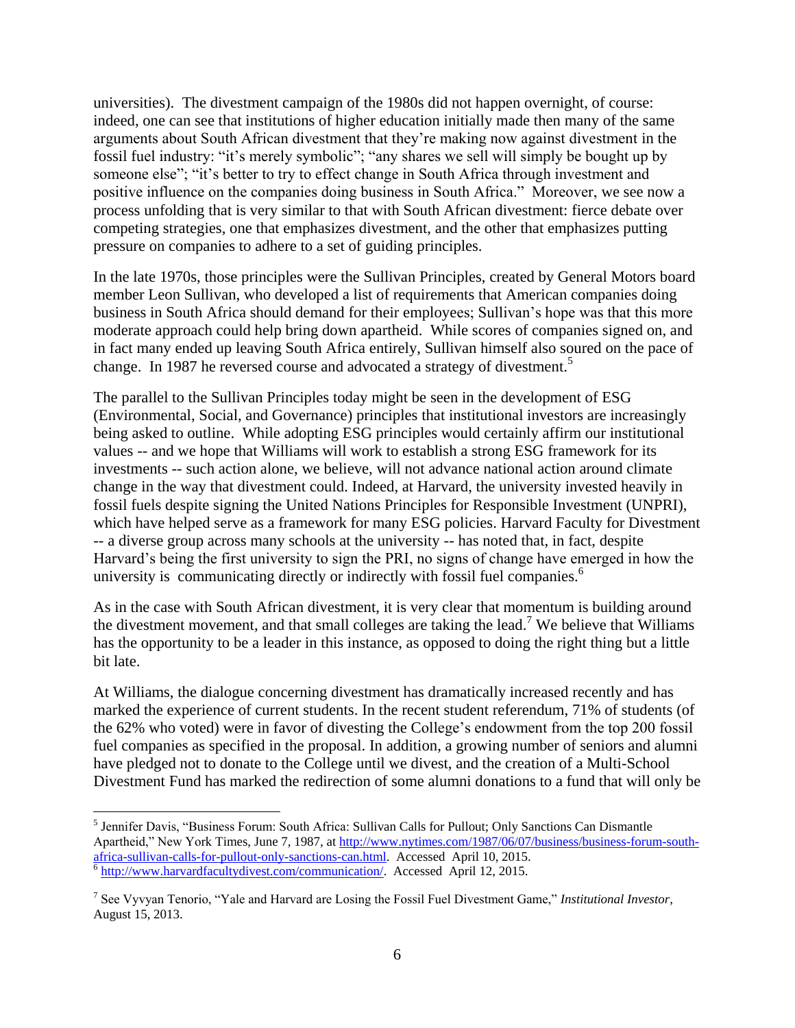universities). The divestment campaign of the 1980s did not happen overnight, of course: indeed, one can see that institutions of higher education initially made then many of the same arguments about South African divestment that they're making now against divestment in the fossil fuel industry: "it's merely symbolic"; "any shares we sell will simply be bought up by someone else"; "it's better to try to effect change in South Africa through investment and positive influence on the companies doing business in South Africa." Moreover, we see now a process unfolding that is very similar to that with South African divestment: fierce debate over competing strategies, one that emphasizes divestment, and the other that emphasizes putting pressure on companies to adhere to a set of guiding principles.

In the late 1970s, those principles were the Sullivan Principles, created by General Motors board member Leon Sullivan, who developed a list of requirements that American companies doing business in South Africa should demand for their employees; Sullivan's hope was that this more moderate approach could help bring down apartheid. While scores of companies signed on, and in fact many ended up leaving South Africa entirely, Sullivan himself also soured on the pace of change. In 1987 he reversed course and advocated a strategy of divestment.[5]

The parallel to the Sullivan Principles today might be seen in the development of ESG (Environmental, Social, and Governance) principles that institutional investors are increasingly being asked to outline. While adopting ESG principles would certainly affirm our institutional values -- and we hope that Williams will work to establish a strong ESG framework for its investments -- such action alone, we believe, will not advance national action around climate change in the way that divestment could. Indeed, at Harvard, the university invested heavily in fossil fuels despite signing the United Nations Principles for Responsible Investment (UNPRI), which have helped serve as a framework for many ESG policies. Harvard Faculty for Divestment -- a diverse group across many schools at the university -- has noted that, in fact, despite Harvard's being the first university to sign the PRI, no signs of change have emerged in how the university is communicating directly or indirectly with fossil fuel companies.[6]

As in the case with South African divestment, it is very clear that momentum is building around the divestment movement, and that small colleges are taking the lead.[7] We believe that Williams has the opportunity to be a leader in this instance, as opposed to doing the right thing but a little bit late.

At Williams, the dialogue concerning divestment has dramatically increased recently and has marked the experience of current students. In the recent student referendum, 71% of students (of the 62% who voted) were in favor of divesting the College's endowment from the top 200 fossil fuel companies as specified in the proposal. In addition, a growing number of seniors and alumni have pledged not to donate to the College until we divest, and the creation of a Multi-School Divestment Fund has marked the redirection of some alumni donations to a fund that will only be

---

[5] Jennifer Davis, "Business Forum: South Africa: Sullivan Calls for Pullout; Only Sanctions Can Dismantle Apartheid," New York Times, June 7, 1987, at http://www.nytimes.com/1987/06/07/business/business-forum-south-africa-sullivan-calls-for-pullout-only-sanctions-can.html. Accessed April 10, 2015.

[6] http://www.harvardfacultydivest.com/communication/. Accessed April 12, 2015.

[7] See Vyvyan Tenorio, "Yale and Harvard are Losing the Fossil Fuel Divestment Game," *Institutional Investor*, August 15, 2013.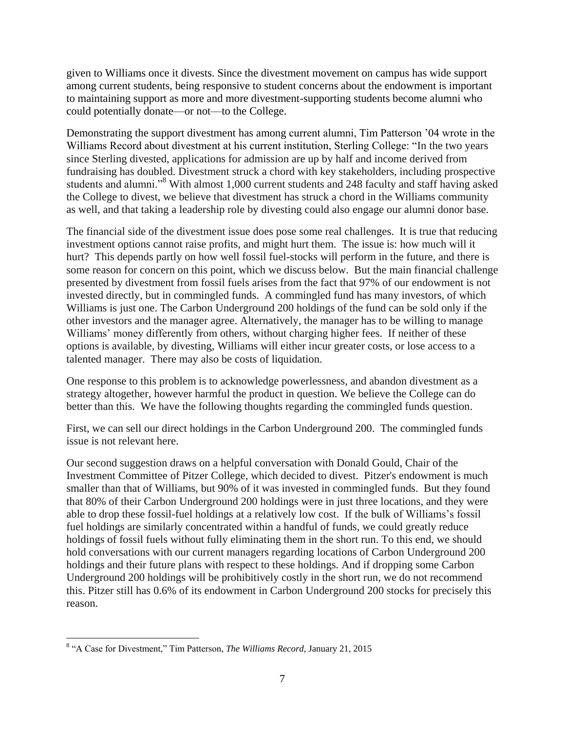given to Williams once it divests. Since the divestment movement on campus has wide support among current students, being responsive to student concerns about the endowment is important to maintaining support as more and more divestment-supporting students become alumni who could potentially donate—or not—to the College.

Demonstrating the support divestment has among current alumni, Tim Patterson '04 wrote in the Williams Record about divestment at his current institution, Sterling College: "In the two years since Sterling divested, applications for admission are up by half and income derived from fundraising has doubled. Divestment struck a chord with key stakeholders, including prospective students and alumni."[8] With almost 1,000 current students and 248 faculty and staff having asked the College to divest, we believe that divestment has struck a chord in the Williams community as well, and that taking a leadership role by divesting could also engage our alumni donor base.

The financial side of the divestment issue does pose some real challenges. It is true that reducing investment options cannot raise profits, and might hurt them. The issue is: how much will it hurt? This depends partly on how well fossil fuel-stocks will perform in the future, and there is some reason for concern on this point, which we discuss below. But the main financial challenge presented by divestment from fossil fuels arises from the fact that 97% of our endowment is not invested directly, but in commingled funds. A commingled fund has many investors, of which Williams is just one. The Carbon Underground 200 holdings of the fund can be sold only if the other investors and the manager agree. Alternatively, the manager has to be willing to manage Williams' money differently from others, without charging higher fees. If neither of these options is available, by divesting, Williams will either incur greater costs, or lose access to a talented manager. There may also be costs of liquidation.

One response to this problem is to acknowledge powerlessness, and abandon divestment as a strategy altogether, however harmful the product in question. We believe the College can do better than this. We have the following thoughts regarding the commingled funds question.

First, we can sell our direct holdings in the Carbon Underground 200. The commingled funds issue is not relevant here.

Our second suggestion draws on a helpful conversation with Donald Gould, Chair of the Investment Committee of Pitzer College, which decided to divest. Pitzer's endowment is much smaller than that of Williams, but 90% of it was invested in commingled funds. But they found that 80% of their Carbon Underground 200 holdings were in just three locations, and they were able to drop these fossil-fuel holdings at a relatively low cost. If the bulk of Williams's fossil fuel holdings are similarly concentrated within a handful of funds, we could greatly reduce holdings of fossil fuels without fully eliminating them in the short run. To this end, we should hold conversations with our current managers regarding locations of Carbon Underground 200 holdings and their future plans with respect to these holdings. And if dropping some Carbon Underground 200 holdings will be prohibitively costly in the short run, we do not recommend this. Pitzer still has 0.6% of its endowment in Carbon Underground 200 stocks for precisely this reason.

[8] "A Case for Divestment," Tim Patterson, *The Williams Record,* January 21, 2015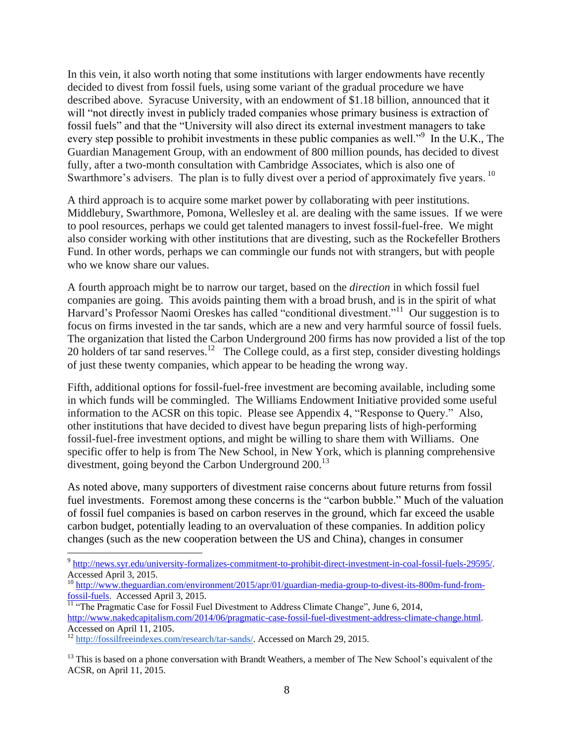In this vein, it also worth noting that some institutions with larger endowments have recently decided to divest from fossil fuels, using some variant of the gradual procedure we have described above. Syracuse University, with an endowment of $1.18 billion, announced that it will "not directly invest in publicly traded companies whose primary business is extraction of fossil fuels" and that the "University will also direct its external investment managers to take every step possible to prohibit investments in these public companies as well."[9] In the U.K., The Guardian Management Group, with an endowment of 800 million pounds, has decided to divest fully, after a two-month consultation with Cambridge Associates, which is also one of Swarthmore's advisers. The plan is to fully divest over a period of approximately five years.[10]

A third approach is to acquire some market power by collaborating with peer institutions. Middlebury, Swarthmore, Pomona, Wellesley et al. are dealing with the same issues. If we were to pool resources, perhaps we could get talented managers to invest fossil-fuel-free. We might also consider working with other institutions that are divesting, such as the Rockefeller Brothers Fund. In other words, perhaps we can commingle our funds not with strangers, but with people who we know share our values.

A fourth approach might be to narrow our target, based on the *direction* in which fossil fuel companies are going. This avoids painting them with a broad brush, and is in the spirit of what Harvard's Professor Naomi Oreskes has called "conditional divestment."[11] Our suggestion is to focus on firms invested in the tar sands, which are a new and very harmful source of fossil fuels. The organization that listed the Carbon Underground 200 firms has now provided a list of the top 20 holders of tar sand reserves.[12] The College could, as a first step, consider divesting holdings of just these twenty companies, which appear to be heading the wrong way.

Fifth, additional options for fossil-fuel-free investment are becoming available, including some in which funds will be commingled. The Williams Endowment Initiative provided some useful information to the ACSR on this topic. Please see Appendix 4, "Response to Query." Also, other institutions that have decided to divest have begun preparing lists of high-performing fossil-fuel-free investment options, and might be willing to share them with Williams. One specific offer to help is from The New School, in New York, which is planning comprehensive divestment, going beyond the Carbon Underground 200.[13]

As noted above, many supporters of divestment raise concerns about future returns from fossil fuel investments. Foremost among these concerns is the "carbon bubble." Much of the valuation of fossil fuel companies is based on carbon reserves in the ground, which far exceed the usable carbon budget, potentially leading to an overvaluation of these companies. In addition policy changes (such as the new cooperation between the US and China), changes in consumer

---

[9] http://news.syr.edu/university-formalizes-commitment-to-prohibit-direct-investment-in-coal-fossil-fuels-29595/. Accessed April 3, 2015.

[10] http://www.theguardian.com/environment/2015/apr/01/guardian-media-group-to-divest-its-800m-fund-from-fossil-fuels. Accessed April 3, 2015.

[11] "The Pragmatic Case for Fossil Fuel Divestment to Address Climate Change", June 6, 2014, http://www.nakedcapitalism.com/2014/06/pragmatic-case-fossil-fuel-divestment-address-climate-change.html. Accessed on April 11, 2105.

[12] http://fossilfreeindexes.com/research/tar-sands/. Accessed on March 29, 2015.

[13] This is based on a phone conversation with Brandt Weathers, a member of The New School's equivalent of the ACSR, on April 11, 2015.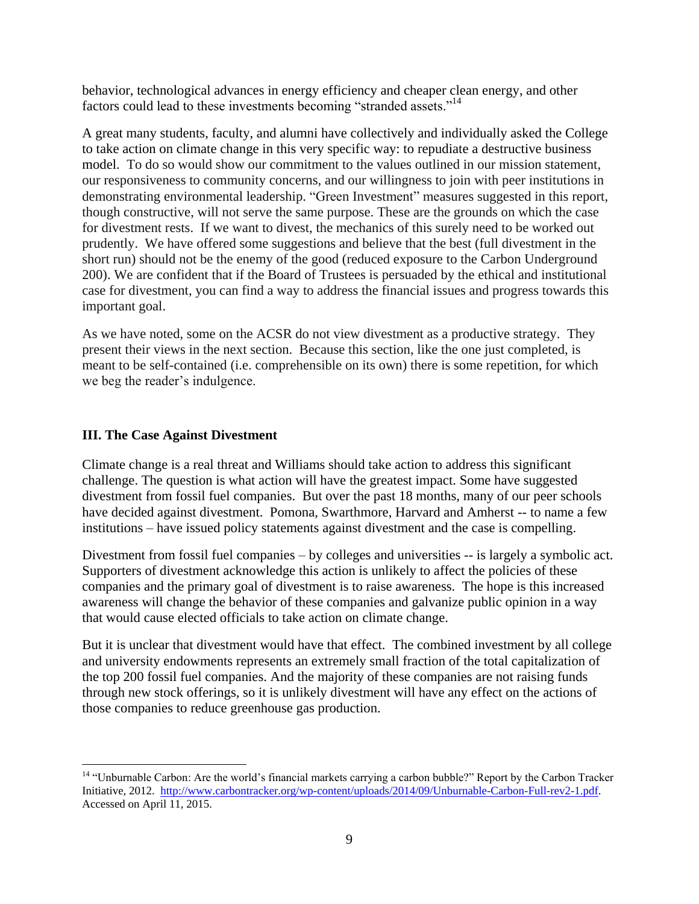behavior, technological advances in energy efficiency and cheaper clean energy, and other factors could lead to these investments becoming "stranded assets."[14]

A great many students, faculty, and alumni have collectively and individually asked the College to take action on climate change in this very specific way: to repudiate a destructive business model. To do so would show our commitment to the values outlined in our mission statement, our responsiveness to community concerns, and our willingness to join with peer institutions in demonstrating environmental leadership. "Green Investment" measures suggested in this report, though constructive, will not serve the same purpose. These are the grounds on which the case for divestment rests. If we want to divest, the mechanics of this surely need to be worked out prudently. We have offered some suggestions and believe that the best (full divestment in the short run) should not be the enemy of the good (reduced exposure to the Carbon Underground 200). We are confident that if the Board of Trustees is persuaded by the ethical and institutional case for divestment, you can find a way to address the financial issues and progress towards this important goal.

As we have noted, some on the ACSR do not view divestment as a productive strategy. They present their views in the next section. Because this section, like the one just completed, is meant to be self-contained (i.e. comprehensible on its own) there is some repetition, for which we beg the reader's indulgence.

## III. The Case Against Divestment

Climate change is a real threat and Williams should take action to address this significant challenge. The question is what action will have the greatest impact. Some have suggested divestment from fossil fuel companies. But over the past 18 months, many of our peer schools have decided against divestment. Pomona, Swarthmore, Harvard and Amherst -- to name a few institutions – have issued policy statements against divestment and the case is compelling.

Divestment from fossil fuel companies – by colleges and universities -- is largely a symbolic act. Supporters of divestment acknowledge this action is unlikely to affect the policies of these companies and the primary goal of divestment is to raise awareness. The hope is this increased awareness will change the behavior of these companies and galvanize public opinion in a way that would cause elected officials to take action on climate change.

But it is unclear that divestment would have that effect. The combined investment by all college and university endowments represents an extremely small fraction of the total capitalization of the top 200 fossil fuel companies. And the majority of these companies are not raising funds through new stock offerings, so it is unlikely divestment will have any effect on the actions of those companies to reduce greenhouse gas production.

---

[14] "Unburnable Carbon: Are the world's financial markets carrying a carbon bubble?" Report by the Carbon Tracker Initiative, 2012. http://www.carbontracker.org/wp-content/uploads/2014/09/Unburnable-Carbon-Full-rev2-1.pdf. Accessed on April 11, 2015.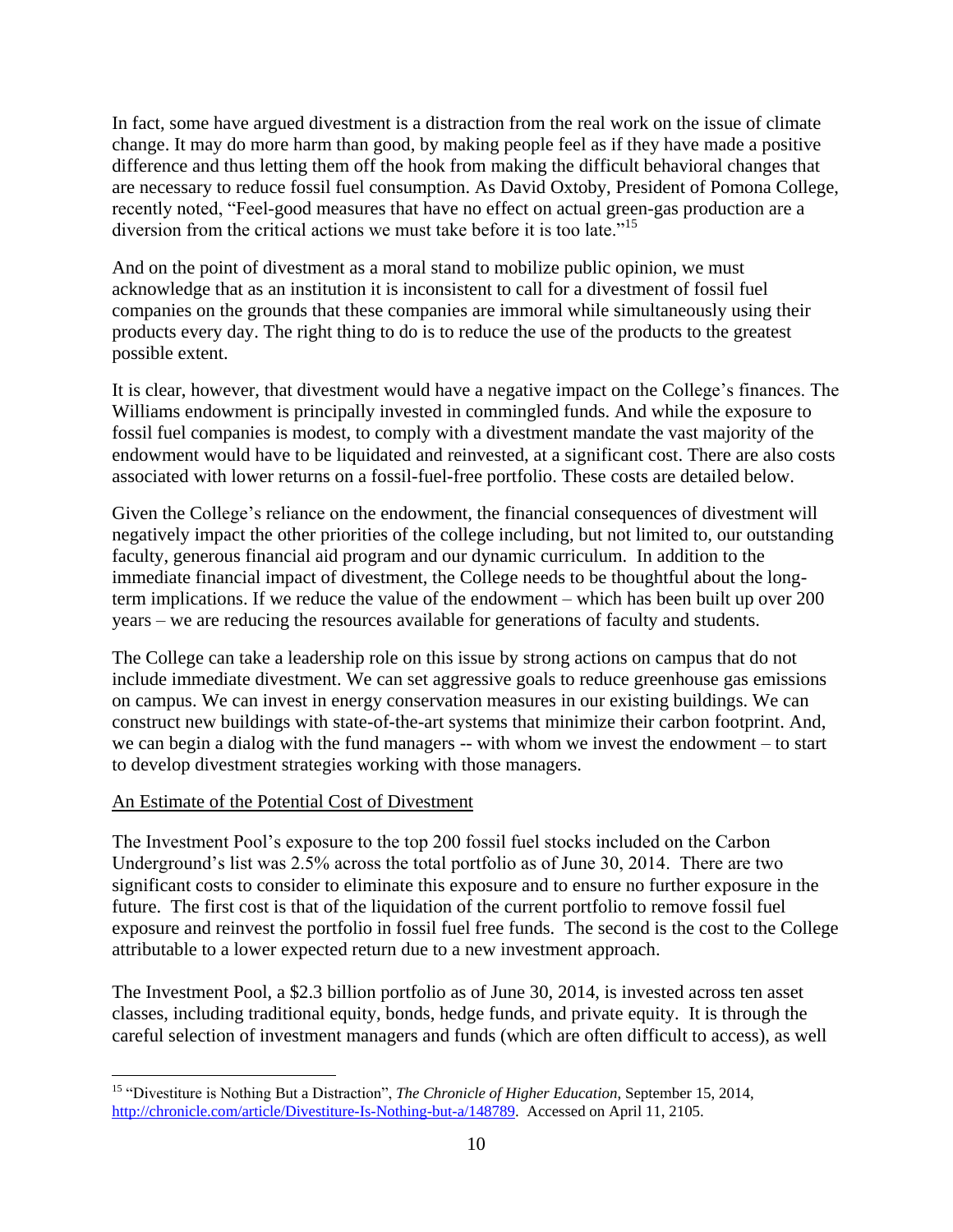In fact, some have argued divestment is a distraction from the real work on the issue of climate change. It may do more harm than good, by making people feel as if they have made a positive difference and thus letting them off the hook from making the difficult behavioral changes that are necessary to reduce fossil fuel consumption. As David Oxtoby, President of Pomona College, recently noted, "Feel-good measures that have no effect on actual green-gas production are a diversion from the critical actions we must take before it is too late."[15]

And on the point of divestment as a moral stand to mobilize public opinion, we must acknowledge that as an institution it is inconsistent to call for a divestment of fossil fuel companies on the grounds that these companies are immoral while simultaneously using their products every day. The right thing to do is to reduce the use of the products to the greatest possible extent.

It is clear, however, that divestment would have a negative impact on the College's finances. The Williams endowment is principally invested in commingled funds. And while the exposure to fossil fuel companies is modest, to comply with a divestment mandate the vast majority of the endowment would have to be liquidated and reinvested, at a significant cost. There are also costs associated with lower returns on a fossil-fuel-free portfolio. These costs are detailed below.

Given the College's reliance on the endowment, the financial consequences of divestment will negatively impact the other priorities of the college including, but not limited to, our outstanding faculty, generous financial aid program and our dynamic curriculum. In addition to the immediate financial impact of divestment, the College needs to be thoughtful about the long-term implications. If we reduce the value of the endowment – which has been built up over 200 years – we are reducing the resources available for generations of faculty and students.

The College can take a leadership role on this issue by strong actions on campus that do not include immediate divestment. We can set aggressive goals to reduce greenhouse gas emissions on campus. We can invest in energy conservation measures in our existing buildings. We can construct new buildings with state-of-the-art systems that minimize their carbon footprint. And, we can begin a dialog with the fund managers -- with whom we invest the endowment – to start to develop divestment strategies working with those managers.

An Estimate of the Potential Cost of Divestment

The Investment Pool's exposure to the top 200 fossil fuel stocks included on the Carbon Underground's list was 2.5% across the total portfolio as of June 30, 2014. There are two significant costs to consider to eliminate this exposure and to ensure no further exposure in the future. The first cost is that of the liquidation of the current portfolio to remove fossil fuel exposure and reinvest the portfolio in fossil fuel free funds. The second is the cost to the College attributable to a lower expected return due to a new investment approach.

The Investment Pool, a $2.3 billion portfolio as of June 30, 2014, is invested across ten asset classes, including traditional equity, bonds, hedge funds, and private equity. It is through the careful selection of investment managers and funds (which are often difficult to access), as well

---

[15] "Divestiture is Nothing But a Distraction", *The Chronicle of Higher Education*, September 15, 2014, http://chronicle.com/article/Divestiture-Is-Nothing-but-a/148789. Accessed on April 11, 2105.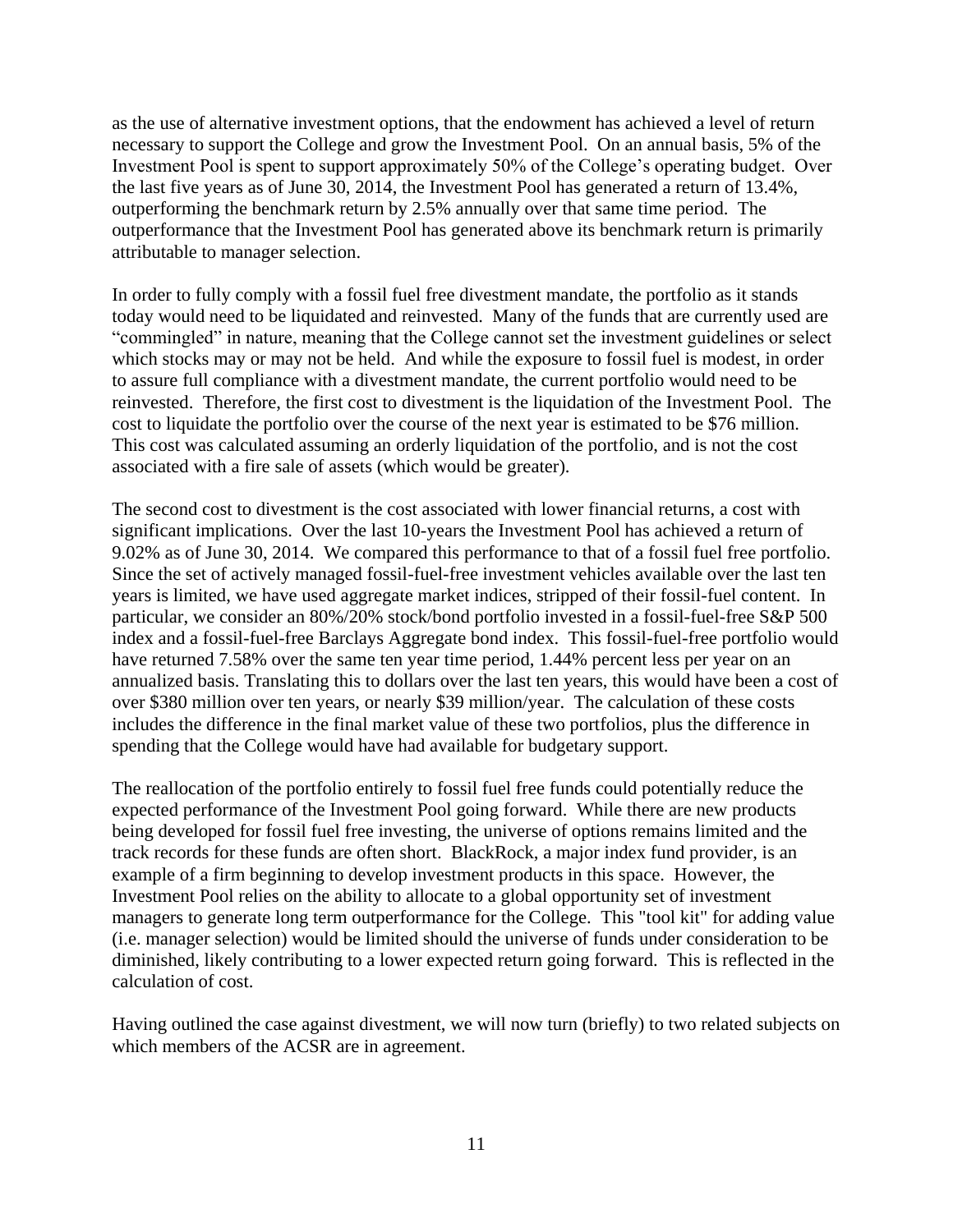as the use of alternative investment options, that the endowment has achieved a level of return necessary to support the College and grow the Investment Pool. On an annual basis, 5% of the Investment Pool is spent to support approximately 50% of the College's operating budget. Over the last five years as of June 30, 2014, the Investment Pool has generated a return of 13.4%, outperforming the benchmark return by 2.5% annually over that same time period. The outperformance that the Investment Pool has generated above its benchmark return is primarily attributable to manager selection.

In order to fully comply with a fossil fuel free divestment mandate, the portfolio as it stands today would need to be liquidated and reinvested. Many of the funds that are currently used are "commingled" in nature, meaning that the College cannot set the investment guidelines or select which stocks may or may not be held. And while the exposure to fossil fuel is modest, in order to assure full compliance with a divestment mandate, the current portfolio would need to be reinvested. Therefore, the first cost to divestment is the liquidation of the Investment Pool. The cost to liquidate the portfolio over the course of the next year is estimated to be $76 million. This cost was calculated assuming an orderly liquidation of the portfolio, and is not the cost associated with a fire sale of assets (which would be greater).

The second cost to divestment is the cost associated with lower financial returns, a cost with significant implications. Over the last 10-years the Investment Pool has achieved a return of 9.02% as of June 30, 2014. We compared this performance to that of a fossil fuel free portfolio. Since the set of actively managed fossil-fuel-free investment vehicles available over the last ten years is limited, we have used aggregate market indices, stripped of their fossil-fuel content. In particular, we consider an 80%/20% stock/bond portfolio invested in a fossil-fuel-free S&P 500 index and a fossil-fuel-free Barclays Aggregate bond index. This fossil-fuel-free portfolio would have returned 7.58% over the same ten year time period, 1.44% percent less per year on an annualized basis. Translating this to dollars over the last ten years, this would have been a cost of over $380 million over ten years, or nearly $39 million/year. The calculation of these costs includes the difference in the final market value of these two portfolios, plus the difference in spending that the College would have had available for budgetary support.

The reallocation of the portfolio entirely to fossil fuel free funds could potentially reduce the expected performance of the Investment Pool going forward. While there are new products being developed for fossil fuel free investing, the universe of options remains limited and the track records for these funds are often short. BlackRock, a major index fund provider, is an example of a firm beginning to develop investment products in this space. However, the Investment Pool relies on the ability to allocate to a global opportunity set of investment managers to generate long term outperformance for the College. This "tool kit" for adding value (i.e. manager selection) would be limited should the universe of funds under consideration to be diminished, likely contributing to a lower expected return going forward. This is reflected in the calculation of cost.

Having outlined the case against divestment, we will now turn (briefly) to two related subjects on which members of the ACSR are in agreement.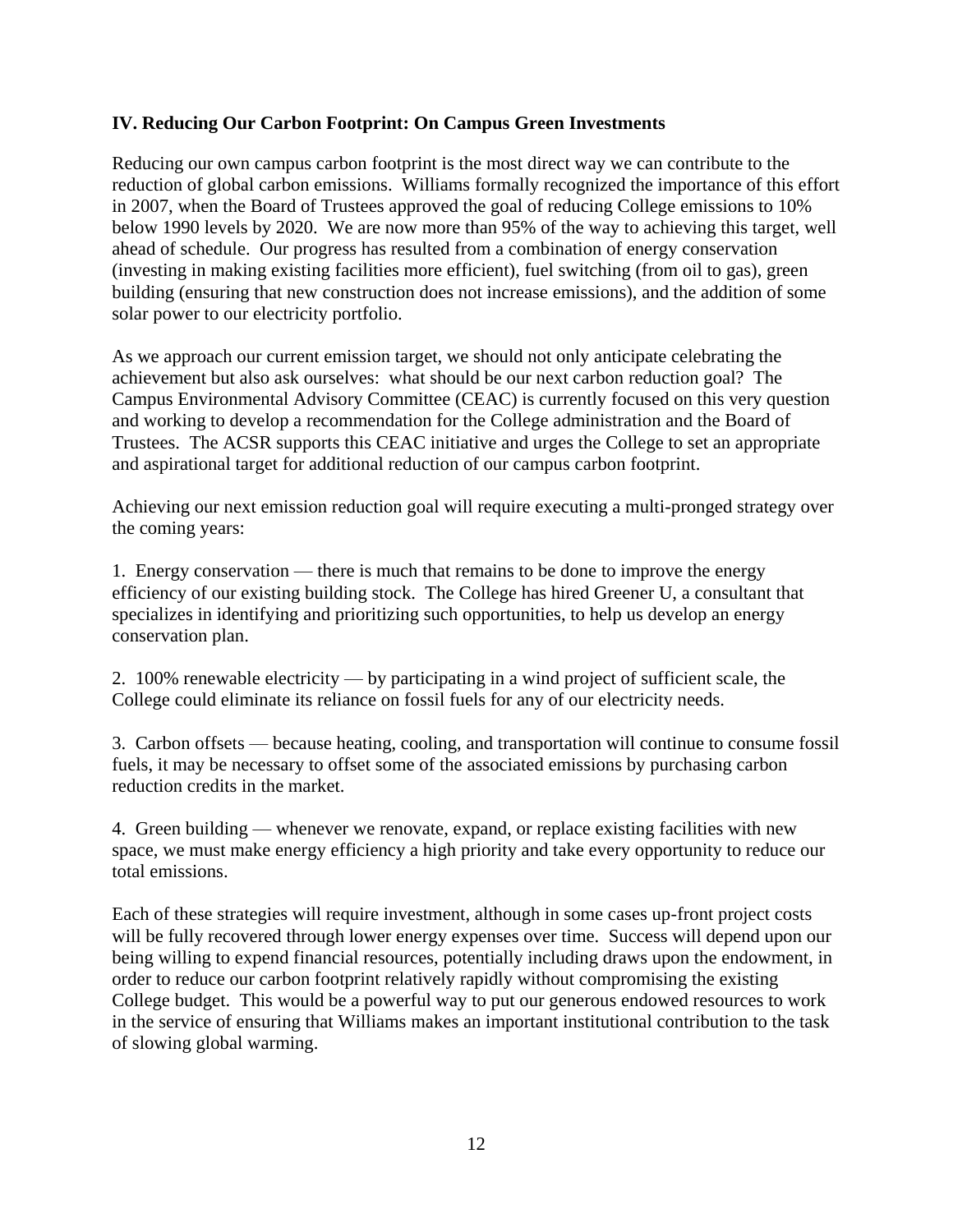**IV. Reducing Our Carbon Footprint: On Campus Green Investments**

Reducing our own campus carbon footprint is the most direct way we can contribute to the reduction of global carbon emissions. Williams formally recognized the importance of this effort in 2007, when the Board of Trustees approved the goal of reducing College emissions to 10% below 1990 levels by 2020. We are now more than 95% of the way to achieving this target, well ahead of schedule. Our progress has resulted from a combination of energy conservation (investing in making existing facilities more efficient), fuel switching (from oil to gas), green building (ensuring that new construction does not increase emissions), and the addition of some solar power to our electricity portfolio.

As we approach our current emission target, we should not only anticipate celebrating the achievement but also ask ourselves: what should be our next carbon reduction goal? The Campus Environmental Advisory Committee (CEAC) is currently focused on this very question and working to develop a recommendation for the College administration and the Board of Trustees. The ACSR supports this CEAC initiative and urges the College to set an appropriate and aspirational target for additional reduction of our campus carbon footprint.

Achieving our next emission reduction goal will require executing a multi-pronged strategy over the coming years:

1. Energy conservation — there is much that remains to be done to improve the energy efficiency of our existing building stock. The College has hired Greener U, a consultant that specializes in identifying and prioritizing such opportunities, to help us develop an energy conservation plan.

2. 100% renewable electricity — by participating in a wind project of sufficient scale, the College could eliminate its reliance on fossil fuels for any of our electricity needs.

3. Carbon offsets — because heating, cooling, and transportation will continue to consume fossil fuels, it may be necessary to offset some of the associated emissions by purchasing carbon reduction credits in the market.

4. Green building — whenever we renovate, expand, or replace existing facilities with new space, we must make energy efficiency a high priority and take every opportunity to reduce our total emissions.

Each of these strategies will require investment, although in some cases up-front project costs will be fully recovered through lower energy expenses over time. Success will depend upon our being willing to expend financial resources, potentially including draws upon the endowment, in order to reduce our carbon footprint relatively rapidly without compromising the existing College budget. This would be a powerful way to put our generous endowed resources to work in the service of ensuring that Williams makes an important institutional contribution to the task of slowing global warming.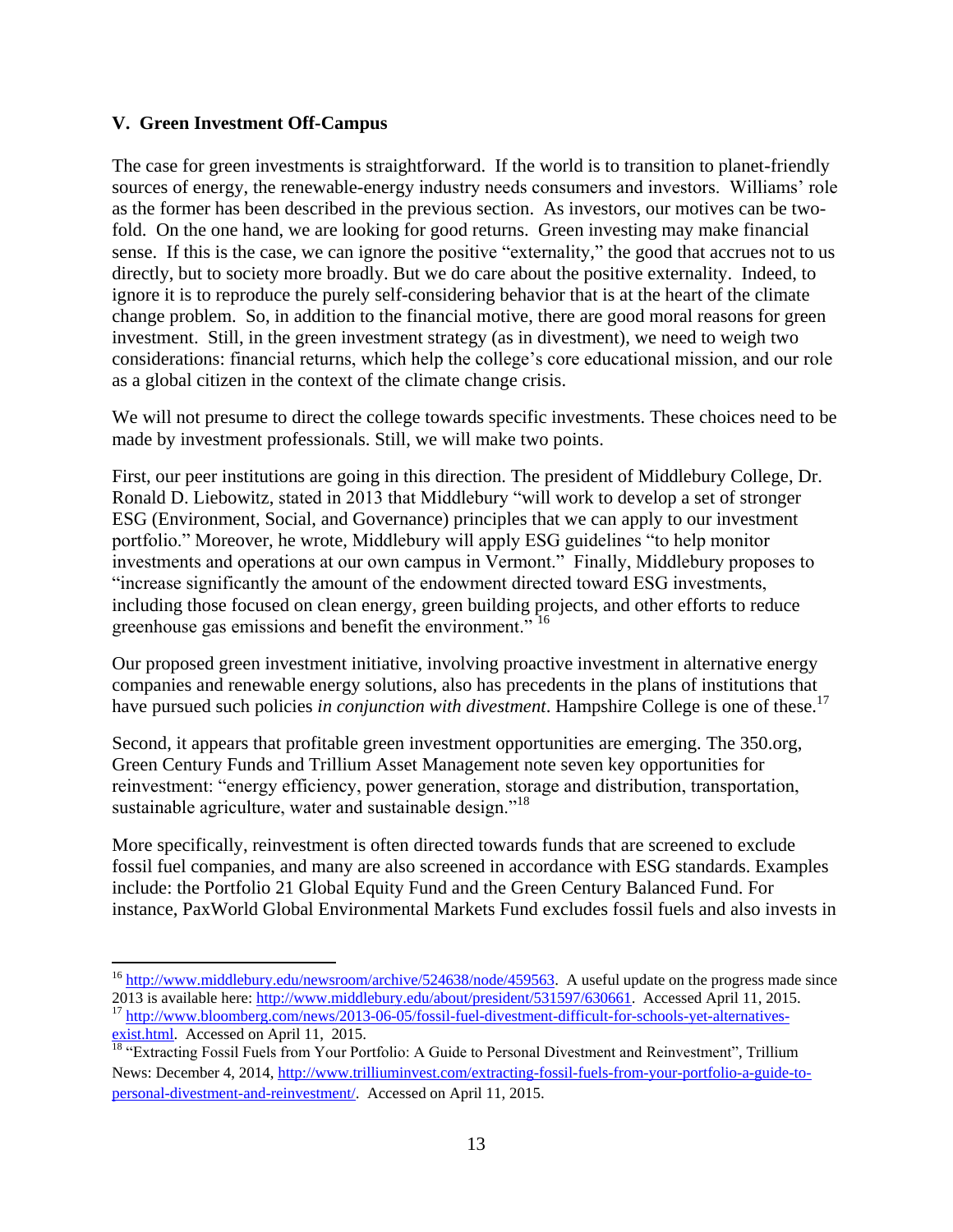## V. Green Investment Off-Campus

The case for green investments is straightforward. If the world is to transition to planet-friendly sources of energy, the renewable-energy industry needs consumers and investors. Williams' role as the former has been described in the previous section. As investors, our motives can be two-fold. On the one hand, we are looking for good returns. Green investing may make financial sense. If this is the case, we can ignore the positive "externality," the good that accrues not to us directly, but to society more broadly. But we do care about the positive externality. Indeed, to ignore it is to reproduce the purely self-considering behavior that is at the heart of the climate change problem. So, in addition to the financial motive, there are good moral reasons for green investment. Still, in the green investment strategy (as in divestment), we need to weigh two considerations: financial returns, which help the college's core educational mission, and our role as a global citizen in the context of the climate change crisis.

We will not presume to direct the college towards specific investments. These choices need to be made by investment professionals. Still, we will make two points.

First, our peer institutions are going in this direction. The president of Middlebury College, Dr. Ronald D. Liebowitz, stated in 2013 that Middlebury "will work to develop a set of stronger ESG (Environment, Social, and Governance) principles that we can apply to our investment portfolio." Moreover, he wrote, Middlebury will apply ESG guidelines "to help monitor investments and operations at our own campus in Vermont." Finally, Middlebury proposes to "increase significantly the amount of the endowment directed toward ESG investments, including those focused on clean energy, green building projects, and other efforts to reduce greenhouse gas emissions and benefit the environment." [16]

Our proposed green investment initiative, involving proactive investment in alternative energy companies and renewable energy solutions, also has precedents in the plans of institutions that have pursued such policies *in conjunction with divestment*. Hampshire College is one of these.[17]

Second, it appears that profitable green investment opportunities are emerging. The 350.org, Green Century Funds and Trillium Asset Management note seven key opportunities for reinvestment: "energy efficiency, power generation, storage and distribution, transportation, sustainable agriculture, water and sustainable design."[18]

More specifically, reinvestment is often directed towards funds that are screened to exclude fossil fuel companies, and many are also screened in accordance with ESG standards. Examples include: the Portfolio 21 Global Equity Fund and the Green Century Balanced Fund. For instance, PaxWorld Global Environmental Markets Fund excludes fossil fuels and also invests in

---

[16] http://www.middlebury.edu/newsroom/archive/524638/node/459563. A useful update on the progress made since 2013 is available here: http://www.middlebury.edu/about/president/531597/630661. Accessed April 11, 2015.

[17] http://www.bloomberg.com/news/2013-06-05/fossil-fuel-divestment-difficult-for-schools-yet-alternatives-exist.html. Accessed on April 11, 2015.

[18] "Extracting Fossil Fuels from Your Portfolio: A Guide to Personal Divestment and Reinvestment", Trillium News: December 4, 2014, http://www.trilliuminvest.com/extracting-fossil-fuels-from-your-portfolio-a-guide-to-personal-divestment-and-reinvestment/. Accessed on April 11, 2015.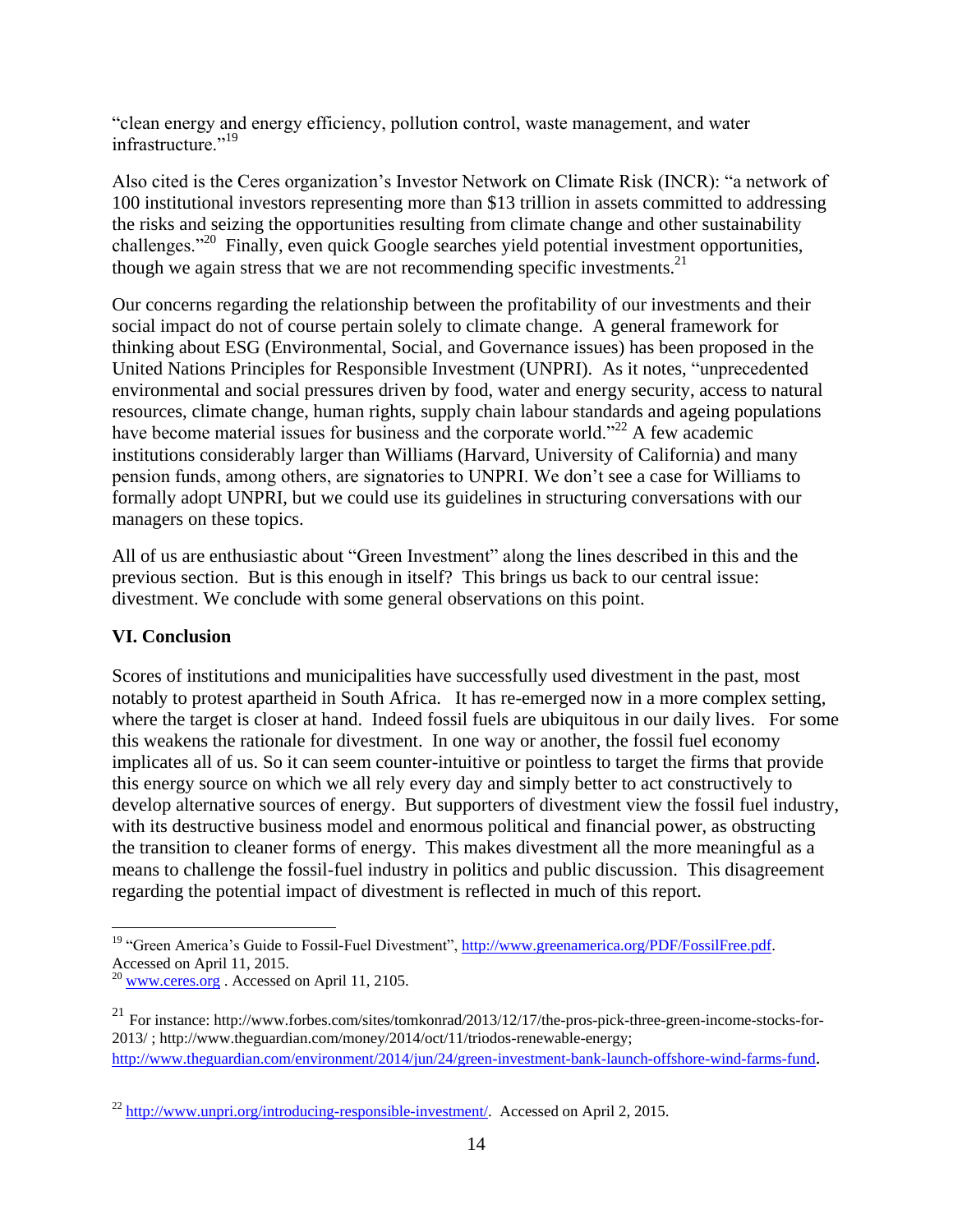"clean energy and energy efficiency, pollution control, waste management, and water infrastructure."[19]

Also cited is the Ceres organization's Investor Network on Climate Risk (INCR): "a network of 100 institutional investors representing more than $13 trillion in assets committed to addressing the risks and seizing the opportunities resulting from climate change and other sustainability challenges."[20] Finally, even quick Google searches yield potential investment opportunities, though we again stress that we are not recommending specific investments.[21]

Our concerns regarding the relationship between the profitability of our investments and their social impact do not of course pertain solely to climate change. A general framework for thinking about ESG (Environmental, Social, and Governance issues) has been proposed in the United Nations Principles for Responsible Investment (UNPRI). As it notes, "unprecedented environmental and social pressures driven by food, water and energy security, access to natural resources, climate change, human rights, supply chain labour standards and ageing populations have become material issues for business and the corporate world."[22] A few academic institutions considerably larger than Williams (Harvard, University of California) and many pension funds, among others, are signatories to UNPRI. We don't see a case for Williams to formally adopt UNPRI, but we could use its guidelines in structuring conversations with our managers on these topics.

All of us are enthusiastic about "Green Investment" along the lines described in this and the previous section. But is this enough in itself? This brings us back to our central issue: divestment. We conclude with some general observations on this point.

## VI. Conclusion

Scores of institutions and municipalities have successfully used divestment in the past, most notably to protest apartheid in South Africa. It has re-emerged now in a more complex setting, where the target is closer at hand. Indeed fossil fuels are ubiquitous in our daily lives. For some this weakens the rationale for divestment. In one way or another, the fossil fuel economy implicates all of us. So it can seem counter-intuitive or pointless to target the firms that provide this energy source on which we all rely every day and simply better to act constructively to develop alternative sources of energy. But supporters of divestment view the fossil fuel industry, with its destructive business model and enormous political and financial power, as obstructing the transition to cleaner forms of energy. This makes divestment all the more meaningful as a means to challenge the fossil-fuel industry in politics and public discussion. This disagreement regarding the potential impact of divestment is reflected in much of this report.

---

[19] "Green America's Guide to Fossil-Fuel Divestment", http://www.greenamerica.org/PDF/FossilFree.pdf. Accessed on April 11, 2015.

[20] www.ceres.org . Accessed on April 11, 2105.

[21] For instance: http://www.forbes.com/sites/tomkonrad/2013/12/17/the-pros-pick-three-green-income-stocks-for-2013/ ; http://www.theguardian.com/money/2014/oct/11/triodos-renewable-energy; http://www.theguardian.com/environment/2014/jun/24/green-investment-bank-launch-offshore-wind-farms-fund.

[22] http://www.unpri.org/introducing-responsible-investment/. Accessed on April 2, 2015.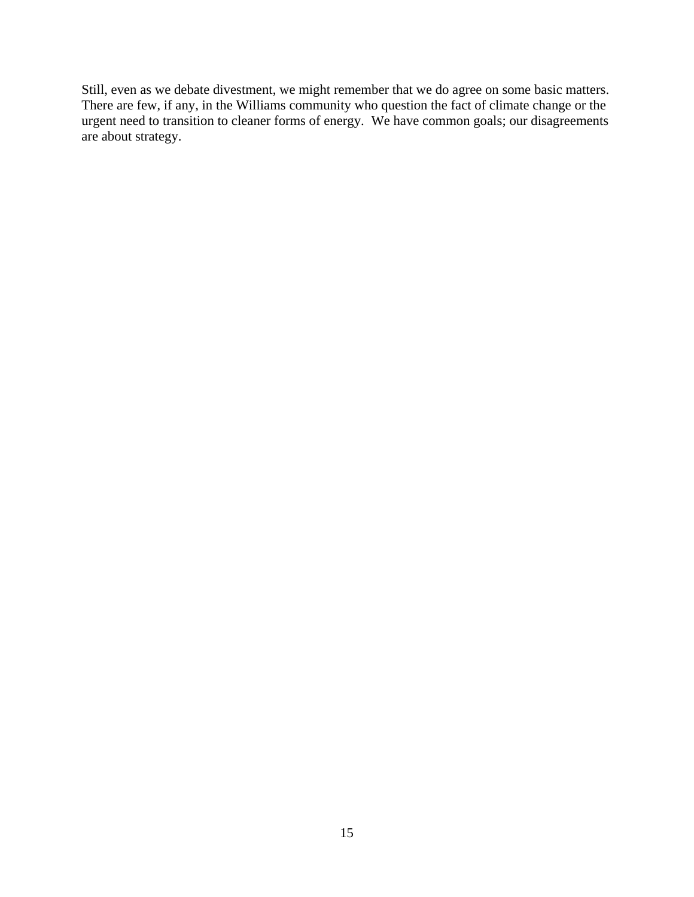Still, even as we debate divestment, we might remember that we do agree on some basic matters. There are few, if any, in the Williams community who question the fact of climate change or the urgent need to transition to cleaner forms of energy. We have common goals; our disagreements are about strategy.